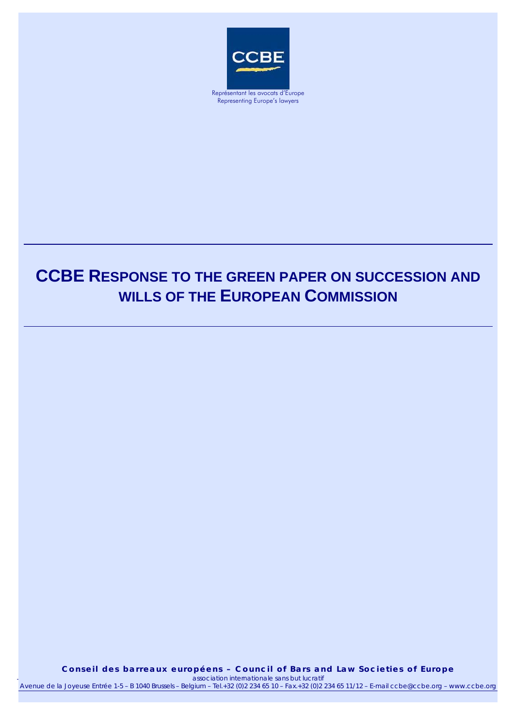CCBE

Représentant les avocats d'Europe
Representing Europe's lawyers

# CCBE RESPONSE TO THE GREEN PAPER ON SUCCESSION AND WILLS OF THE EUROPEAN COMMISSION

**Conseil des barreaux européens – Council of Bars and Law Societies of Europe**

*association internationale sans but lucratif*

*Avenue de la Joyeuse Entrée 1-5 – B 1040 Brussels – Belgium – Tel.+32 (0)2 234 65 10 – Fax.+32 (0)2 234 65 11/12 – E-mail ccbe@ccbe.org – www.ccbe.org*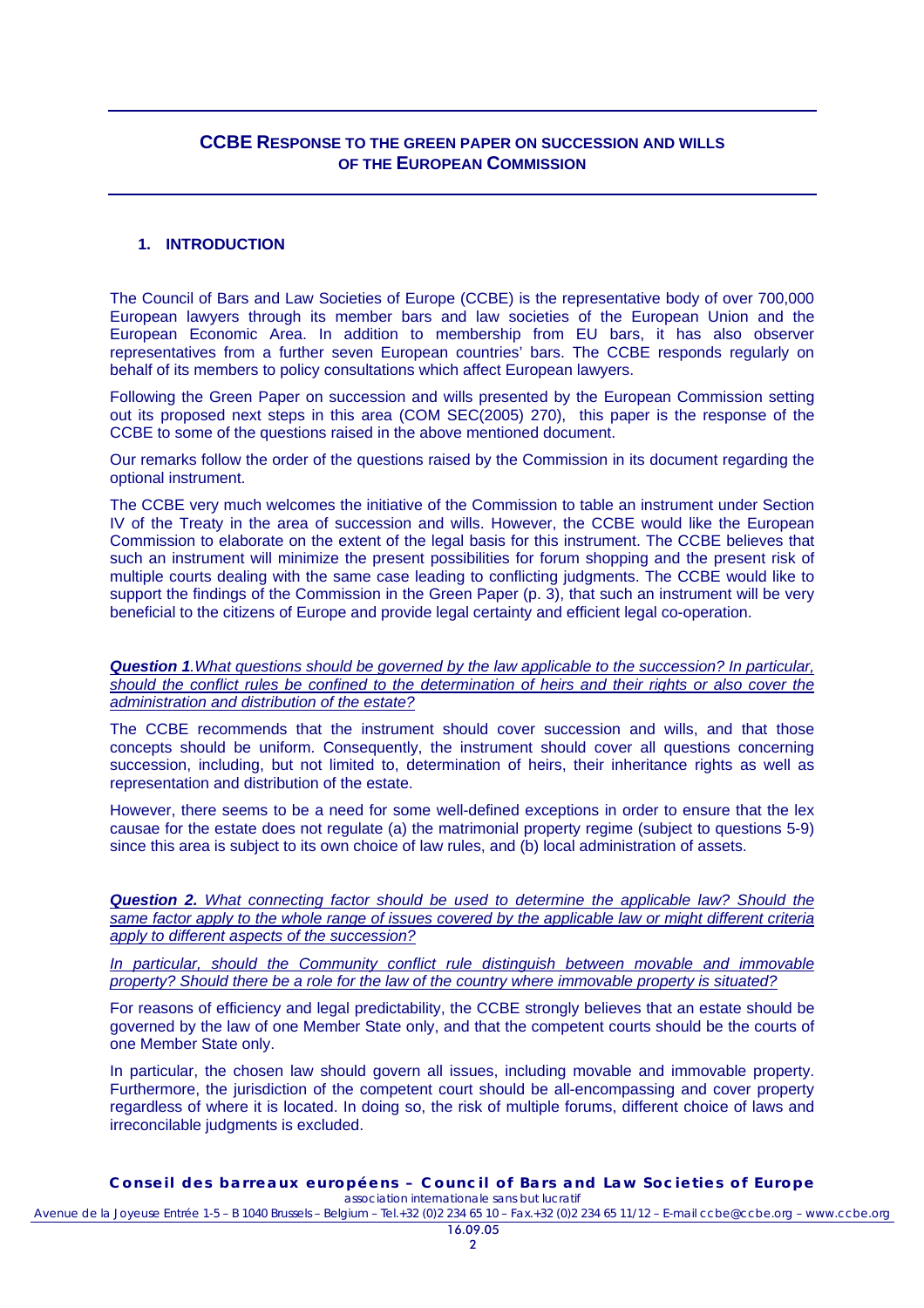## CCBE RESPONSE TO THE GREEN PAPER ON SUCCESSION AND WILLS OF THE EUROPEAN COMMISSION

### 1. INTRODUCTION

The Council of Bars and Law Societies of Europe (CCBE) is the representative body of over 700,000 European lawyers through its member bars and law societies of the European Union and the European Economic Area. In addition to membership from EU bars, it has also observer representatives from a further seven European countries' bars. The CCBE responds regularly on behalf of its members to policy consultations which affect European lawyers.

Following the Green Paper on succession and wills presented by the European Commission setting out its proposed next steps in this area (COM SEC(2005) 270), this paper is the response of the CCBE to some of the questions raised in the above mentioned document.

Our remarks follow the order of the questions raised by the Commission in its document regarding the optional instrument.

The CCBE very much welcomes the initiative of the Commission to table an instrument under Section IV of the Treaty in the area of succession and wills. However, the CCBE would like the European Commission to elaborate on the extent of the legal basis for this instrument. The CCBE believes that such an instrument will minimize the present possibilities for forum shopping and the present risk of multiple courts dealing with the same case leading to conflicting judgments. The CCBE would like to support the findings of the Commission in the Green Paper (p. 3), that such an instrument will be very beneficial to the citizens of Europe and provide legal certainty and efficient legal co-operation.

***Question 1****. What questions should be governed by the law applicable to the succession? In particular, should the conflict rules be confined to the determination of heirs and their rights or also cover the administration and distribution of the estate?*

The CCBE recommends that the instrument should cover succession and wills, and that those concepts should be uniform. Consequently, the instrument should cover all questions concerning succession, including, but not limited to, determination of heirs, their inheritance rights as well as representation and distribution of the estate.

However, there seems to be a need for some well-defined exceptions in order to ensure that the lex causae for the estate does not regulate (a) the matrimonial property regime (subject to questions 5-9) since this area is subject to its own choice of law rules, and (b) local administration of assets.

***Question 2.*** *What connecting factor should be used to determine the applicable law? Should the same factor apply to the whole range of issues covered by the applicable law or might different criteria apply to different aspects of the succession?*

*In particular, should the Community conflict rule distinguish between movable and immovable property? Should there be a role for the law of the country where immovable property is situated?*

For reasons of efficiency and legal predictability, the CCBE strongly believes that an estate should be governed by the law of one Member State only, and that the competent courts should be the courts of one Member State only.

In particular, the chosen law should govern all issues, including movable and immovable property. Furthermore, the jurisdiction of the competent court should be all-encompassing and cover property regardless of where it is located. In doing so, the risk of multiple forums, different choice of laws and irreconcilable judgments is excluded.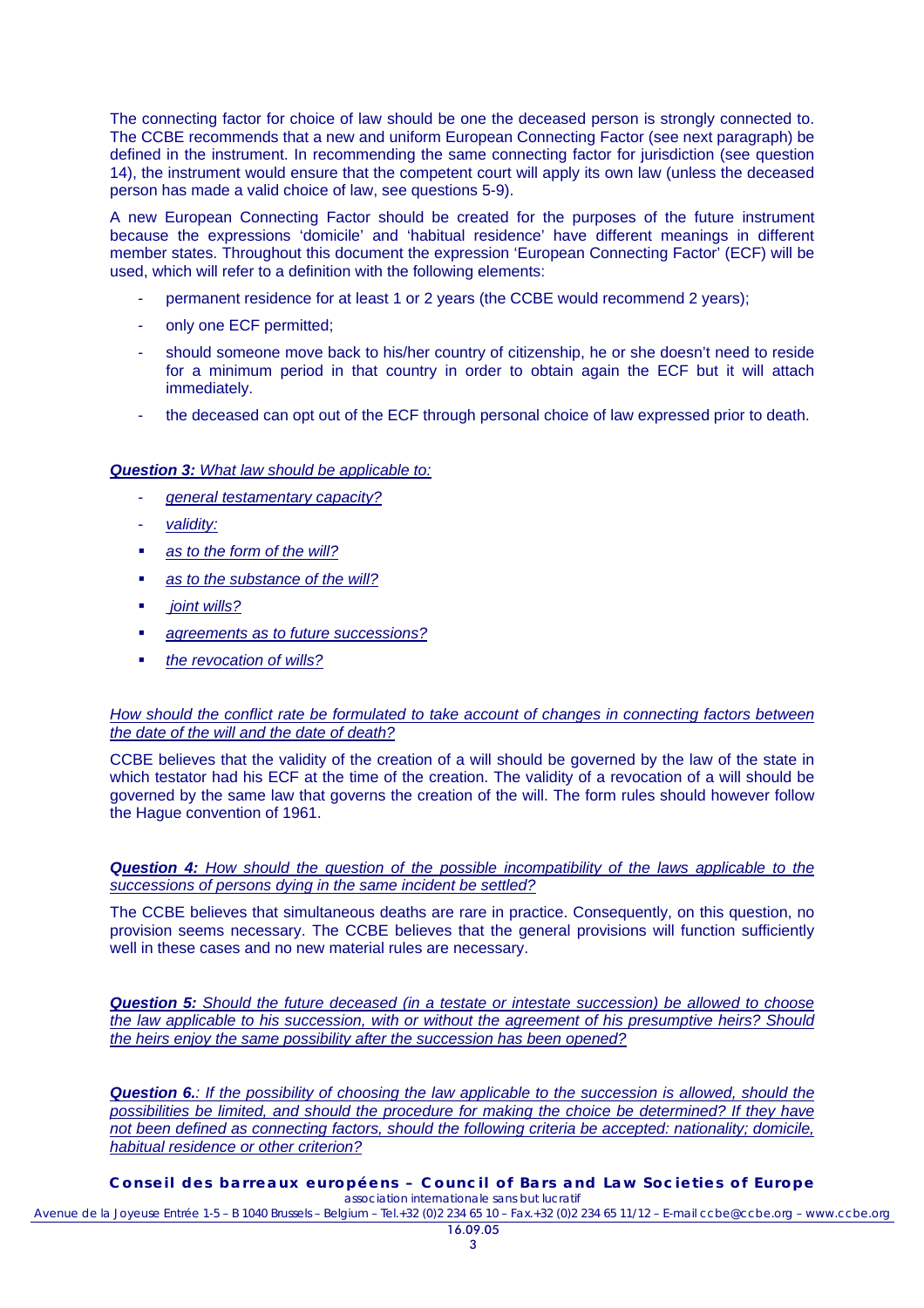The connecting factor for choice of law should be one the deceased person is strongly connected to. The CCBE recommends that a new and uniform European Connecting Factor (see next paragraph) be defined in the instrument. In recommending the same connecting factor for jurisdiction (see question 14), the instrument would ensure that the competent court will apply its own law (unless the deceased person has made a valid choice of law, see questions 5-9).

A new European Connecting Factor should be created for the purposes of the future instrument because the expressions 'domicile' and 'habitual residence' have different meanings in different member states. Throughout this document the expression 'European Connecting Factor' (ECF) will be used, which will refer to a definition with the following elements:

- permanent residence for at least 1 or 2 years (the CCBE would recommend 2 years);
- only one ECF permitted;
- should someone move back to his/her country of citizenship, he or she doesn't need to reside for a minimum period in that country in order to obtain again the ECF but it will attach immediately.
- the deceased can opt out of the ECF through personal choice of law expressed prior to death.

***Question 3:*** *What law should be applicable to:*

- *general testamentary capacity?*
- *validity:*
  - *as to the form of the will?*
  - *as to the substance of the will?*
  - *joint wills?*
  - *agreements as to future successions?*
  - *the revocation of wills?*

*How should the conflict rate be formulated to take account of changes in connecting factors between the date of the will and the date of death?*

CCBE believes that the validity of the creation of a will should be governed by the law of the state in which testator had his ECF at the time of the creation. The validity of a revocation of a will should be governed by the same law that governs the creation of the will. The form rules should however follow the Hague convention of 1961.

***Question 4:*** *How should the question of the possible incompatibility of the laws applicable to the successions of persons dying in the same incident be settled?*

The CCBE believes that simultaneous deaths are rare in practice. Consequently, on this question, no provision seems necessary. The CCBE believes that the general provisions will function sufficiently well in these cases and no new material rules are necessary.

***Question 5:*** *Should the future deceased (in a testate or intestate succession) be allowed to choose the law applicable to his succession, with or without the agreement of his presumptive heirs? Should the heirs enjoy the same possibility after the succession has been opened?*

***Question 6.****: If the possibility of choosing the law applicable to the succession is allowed, should the possibilities be limited, and should the procedure for making the choice be determined? If they have not been defined as connecting factors, should the following criteria be accepted: nationality; domicile, habitual residence or other criterion?*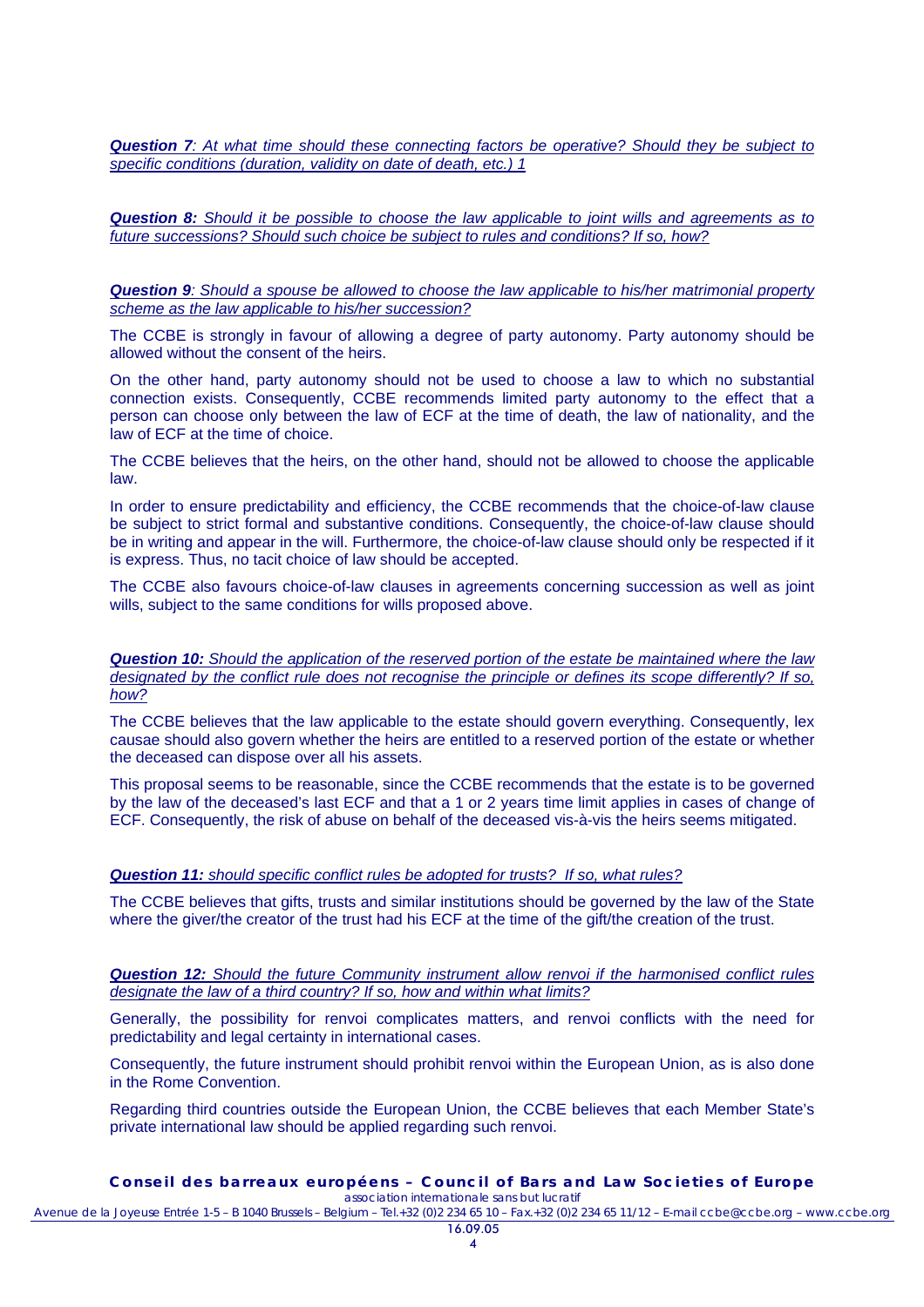***Question 7**: At what time should these connecting factors be operative? Should they be subject to specific conditions (duration, validity on date of death, etc.) 1*

***Question 8:** Should it be possible to choose the law applicable to joint wills and agreements as to future successions? Should such choice be subject to rules and conditions? If so, how?*

***Question 9**: Should a spouse be allowed to choose the law applicable to his/her matrimonial property scheme as the law applicable to his/her succession?*

The CCBE is strongly in favour of allowing a degree of party autonomy. Party autonomy should be allowed without the consent of the heirs.

On the other hand, party autonomy should not be used to choose a law to which no substantial connection exists. Consequently, CCBE recommends limited party autonomy to the effect that a person can choose only between the law of ECF at the time of death, the law of nationality, and the law of ECF at the time of choice.

The CCBE believes that the heirs, on the other hand, should not be allowed to choose the applicable law.

In order to ensure predictability and efficiency, the CCBE recommends that the choice-of-law clause be subject to strict formal and substantive conditions. Consequently, the choice-of-law clause should be in writing and appear in the will. Furthermore, the choice-of-law clause should only be respected if it is express. Thus, no tacit choice of law should be accepted.

The CCBE also favours choice-of-law clauses in agreements concerning succession as well as joint wills, subject to the same conditions for wills proposed above.

***Question 10:** Should the application of the reserved portion of the estate be maintained where the law designated by the conflict rule does not recognise the principle or defines its scope differently? If so, how?*

The CCBE believes that the law applicable to the estate should govern everything. Consequently, lex causae should also govern whether the heirs are entitled to a reserved portion of the estate or whether the deceased can dispose over all his assets.

This proposal seems to be reasonable, since the CCBE recommends that the estate is to be governed by the law of the deceased's last ECF and that a 1 or 2 years time limit applies in cases of change of ECF. Consequently, the risk of abuse on behalf of the deceased vis-à-vis the heirs seems mitigated.

***Question 11:** should specific conflict rules be adopted for trusts? If so, what rules?*

The CCBE believes that gifts, trusts and similar institutions should be governed by the law of the State where the giver/the creator of the trust had his ECF at the time of the gift/the creation of the trust.

***Question 12:** Should the future Community instrument allow renvoi if the harmonised conflict rules designate the law of a third country? If so, how and within what limits?*

Generally, the possibility for renvoi complicates matters, and renvoi conflicts with the need for predictability and legal certainty in international cases.

Consequently, the future instrument should prohibit renvoi within the European Union, as is also done in the Rome Convention.

Regarding third countries outside the European Union, the CCBE believes that each Member State's private international law should be applied regarding such renvoi.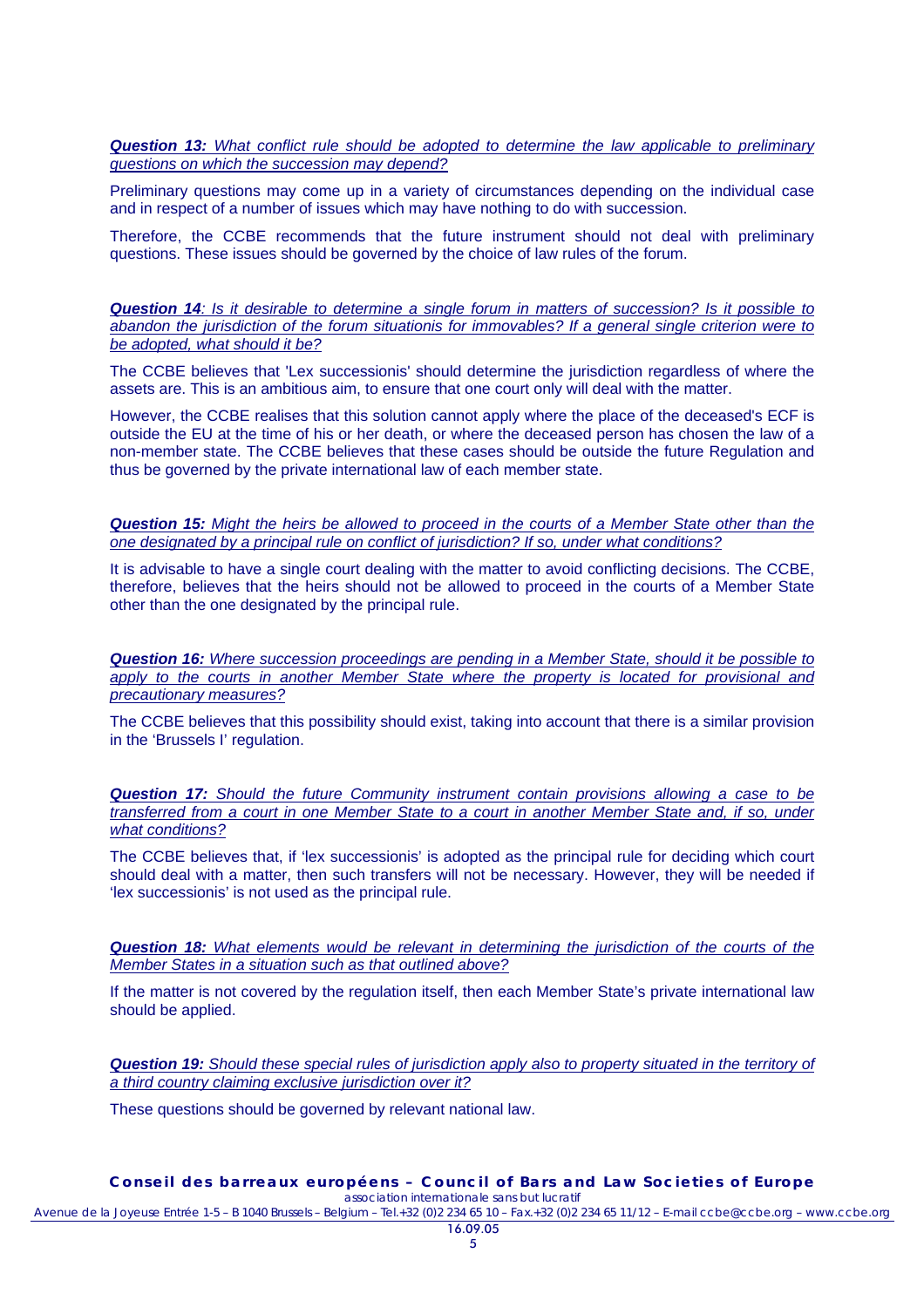***Question 13:** What conflict rule should be adopted to determine the law applicable to preliminary questions on which the succession may depend?*

Preliminary questions may come up in a variety of circumstances depending on the individual case and in respect of a number of issues which may have nothing to do with succession.

Therefore, the CCBE recommends that the future instrument should not deal with preliminary questions. These issues should be governed by the choice of law rules of the forum.

***Question 14**: Is it desirable to determine a single forum in matters of succession? Is it possible to abandon the jurisdiction of the forum situationis for immovables? If a general single criterion were to be adopted, what should it be?*

The CCBE believes that 'Lex successionis' should determine the jurisdiction regardless of where the assets are. This is an ambitious aim, to ensure that one court only will deal with the matter.

However, the CCBE realises that this solution cannot apply where the place of the deceased's ECF is outside the EU at the time of his or her death, or where the deceased person has chosen the law of a non-member state. The CCBE believes that these cases should be outside the future Regulation and thus be governed by the private international law of each member state.

***Question 15:** Might the heirs be allowed to proceed in the courts of a Member State other than the one designated by a principal rule on conflict of jurisdiction? If so, under what conditions?*

It is advisable to have a single court dealing with the matter to avoid conflicting decisions. The CCBE, therefore, believes that the heirs should not be allowed to proceed in the courts of a Member State other than the one designated by the principal rule.

***Question 16:** Where succession proceedings are pending in a Member State, should it be possible to apply to the courts in another Member State where the property is located for provisional and precautionary measures?*

The CCBE believes that this possibility should exist, taking into account that there is a similar provision in the 'Brussels I' regulation.

***Question 17:** Should the future Community instrument contain provisions allowing a case to be transferred from a court in one Member State to a court in another Member State and, if so, under what conditions?*

The CCBE believes that, if 'lex successionis' is adopted as the principal rule for deciding which court should deal with a matter, then such transfers will not be necessary. However, they will be needed if 'lex successionis' is not used as the principal rule.

***Question 18:** What elements would be relevant in determining the jurisdiction of the courts of the Member States in a situation such as that outlined above?*

If the matter is not covered by the regulation itself, then each Member State's private international law should be applied.

***Question 19:** Should these special rules of jurisdiction apply also to property situated in the territory of a third country claiming exclusive jurisdiction over it?*

These questions should be governed by relevant national law.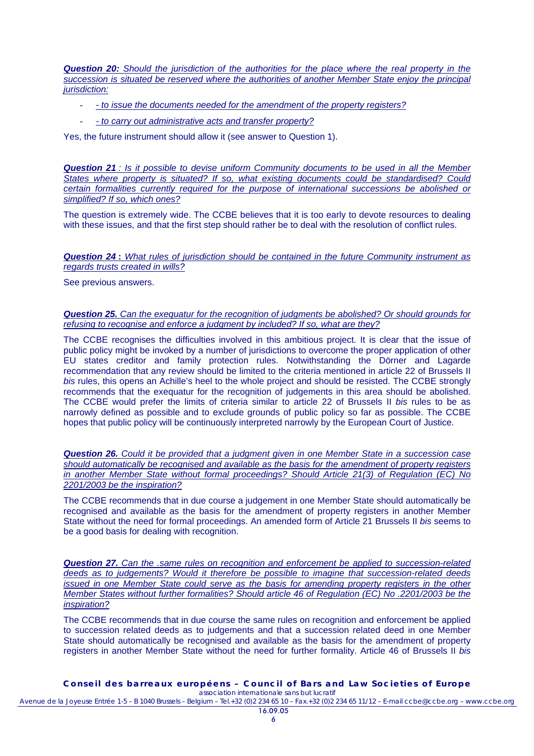***Question 20:** Should the jurisdiction of the authorities for the place where the real property in the succession is situated be reserved where the authorities of another Member State enjoy the principal jurisdiction:*

- *- to issue the documents needed for the amendment of the property registers?*
- *- to carry out administrative acts and transfer property?*

Yes, the future instrument should allow it (see answer to Question 1).

***Question 21** : Is it possible to devise uniform Community documents to be used in all the Member States where property is situated? If so, what existing documents could be standardised? Could certain formalities currently required for the purpose of international successions be abolished or simplified? If so, which ones?*

The question is extremely wide. The CCBE believes that it is too early to devote resources to dealing with these issues, and that the first step should rather be to deal with the resolution of conflict rules.

***Question 24** : What rules of jurisdiction should be contained in the future Community instrument as regards trusts created in wills?*

See previous answers.

***Question 25.** Can the exequatur for the recognition of judgments be abolished? Or should grounds for refusing to recognise and enforce a judgment by included? If so, what are they?*

The CCBE recognises the difficulties involved in this ambitious project. It is clear that the issue of public policy might be invoked by a number of jurisdictions to overcome the proper application of other EU states creditor and family protection rules. Notwithstanding the Dörner and Lagarde recommendation that any review should be limited to the criteria mentioned in article 22 of Brussels II *bis* rules, this opens an Achille's heel to the whole project and should be resisted. The CCBE strongly recommends that the exequatur for the recognition of judgements in this area should be abolished. The CCBE would prefer the limits of criteria similar to article 22 of Brussels II *bis* rules to be as narrowly defined as possible and to exclude grounds of public policy so far as possible. The CCBE hopes that public policy will be continuously interpreted narrowly by the European Court of Justice.

***Question 26.** Could it be provided that a judgment given in one Member State in a succession case should automatically be recognised and available as the basis for the amendment of property registers in another Member State without formal proceedings? Should Article 21(3) of Regulation (EC) No 2201/2003 be the inspiration?*

The CCBE recommends that in due course a judgement in one Member State should automatically be recognised and available as the basis for the amendment of property registers in another Member State without the need for formal proceedings. An amended form of Article 21 Brussels II *bis* seems to be a good basis for dealing with recognition.

***Question 27.** Can the .same rules on recognition and enforcement be applied to succession-related deeds as to judgements? Would it therefore be possible to imagine that succession-related deeds issued in one Member State could serve as the basis for amending property registers in the other Member States without further formalities? Should article 46 of Regulation (EC) No .2201/2003 be the inspiration?*

The CCBE recommends that in due course the same rules on recognition and enforcement be applied to succession related deeds as to judgements and that a succession related deed in one Member State should automatically be recognised and available as the basis for the amendment of property registers in another Member State without the need for further formality. Article 46 of Brussels II *bis*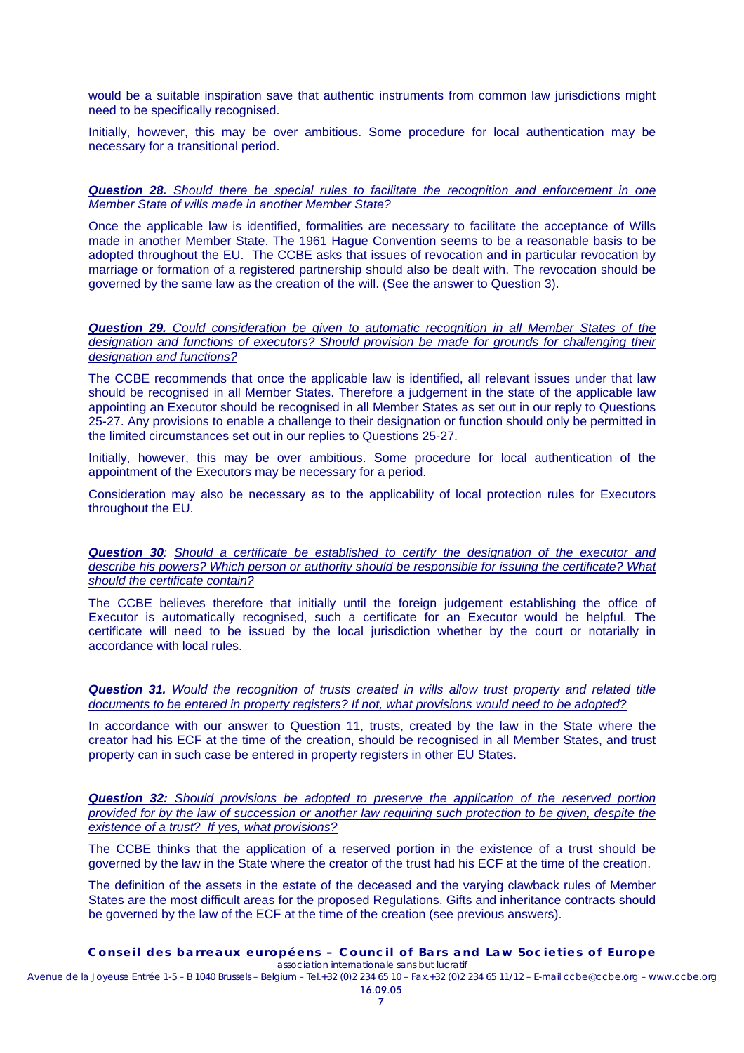would be a suitable inspiration save that authentic instruments from common law jurisdictions might need to be specifically recognised.

Initially, however, this may be over ambitious. Some procedure for local authentication may be necessary for a transitional period.

***Question 28.*** *Should there be special rules to facilitate the recognition and enforcement in one Member State of wills made in another Member State?*

Once the applicable law is identified, formalities are necessary to facilitate the acceptance of Wills made in another Member State. The 1961 Hague Convention seems to be a reasonable basis to be adopted throughout the EU. The CCBE asks that issues of revocation and in particular revocation by marriage or formation of a registered partnership should also be dealt with. The revocation should be governed by the same law as the creation of the will. (See the answer to Question 3).

***Question 29.*** *Could consideration be given to automatic recognition in all Member States of the designation and functions of executors? Should provision be made for grounds for challenging their designation and functions?*

The CCBE recommends that once the applicable law is identified, all relevant issues under that law should be recognised in all Member States. Therefore a judgement in the state of the applicable law appointing an Executor should be recognised in all Member States as set out in our reply to Questions 25-27. Any provisions to enable a challenge to their designation or function should only be permitted in the limited circumstances set out in our replies to Questions 25-27.

Initially, however, this may be over ambitious. Some procedure for local authentication of the appointment of the Executors may be necessary for a period.

Consideration may also be necessary as to the applicability of local protection rules for Executors throughout the EU.

***Question 30****: Should a certificate be established to certify the designation of the executor and describe his powers? Which person or authority should be responsible for issuing the certificate? What should the certificate contain?*

The CCBE believes therefore that initially until the foreign judgement establishing the office of Executor is automatically recognised, such a certificate for an Executor would be helpful. The certificate will need to be issued by the local jurisdiction whether by the court or notarially in accordance with local rules.

***Question 31.*** *Would the recognition of trusts created in wills allow trust property and related title documents to be entered in property registers? If not, what provisions would need to be adopted?*

In accordance with our answer to Question 11, trusts, created by the law in the State where the creator had his ECF at the time of the creation, should be recognised in all Member States, and trust property can in such case be entered in property registers in other EU States.

***Question 32:*** *Should provisions be adopted to preserve the application of the reserved portion provided for by the law of succession or another law requiring such protection to be given, despite the existence of a trust? If yes, what provisions?*

The CCBE thinks that the application of a reserved portion in the existence of a trust should be governed by the law in the State where the creator of the trust had his ECF at the time of the creation.

The definition of the assets in the estate of the deceased and the varying clawback rules of Member States are the most difficult areas for the proposed Regulations. Gifts and inheritance contracts should be governed by the law of the ECF at the time of the creation (see previous answers).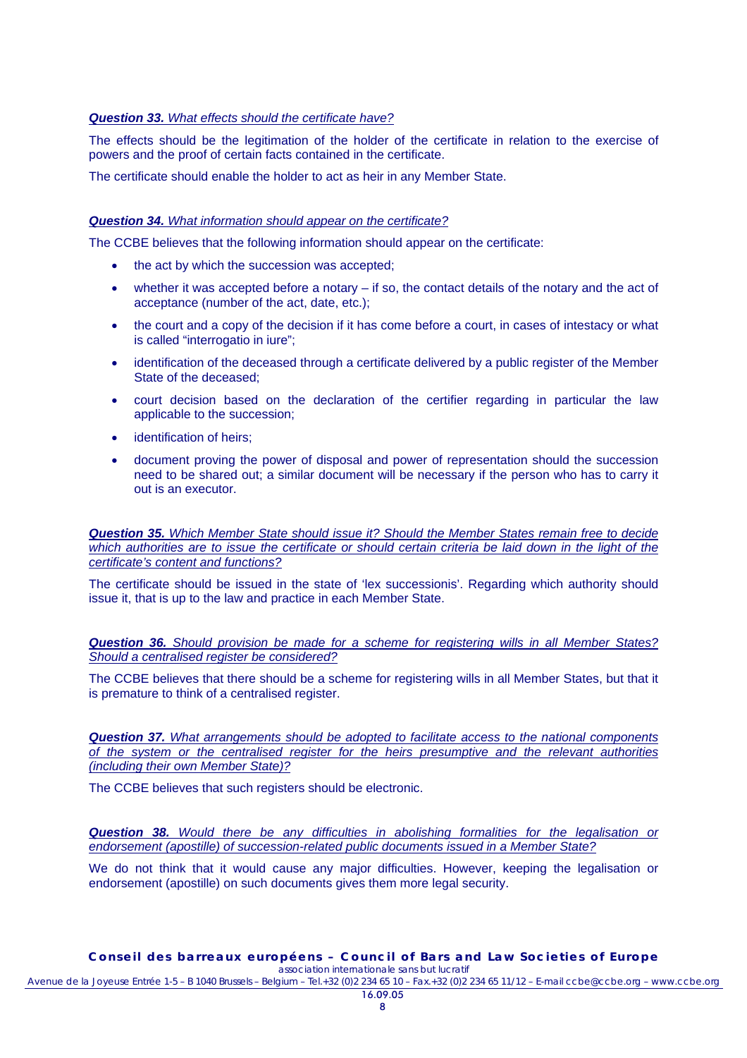***Question 33.*** *What effects should the certificate have?*

The effects should be the legitimation of the holder of the certificate in relation to the exercise of powers and the proof of certain facts contained in the certificate.

The certificate should enable the holder to act as heir in any Member State.

***Question 34.*** *What information should appear on the certificate?*

The CCBE believes that the following information should appear on the certificate:

- the act by which the succession was accepted;
- whether it was accepted before a notary – if so, the contact details of the notary and the act of acceptance (number of the act, date, etc.);
- the court and a copy of the decision if it has come before a court, in cases of intestacy or what is called "interrogatio in iure";
- identification of the deceased through a certificate delivered by a public register of the Member State of the deceased;
- court decision based on the declaration of the certifier regarding in particular the law applicable to the succession;
- identification of heirs;
- document proving the power of disposal and power of representation should the succession need to be shared out; a similar document will be necessary if the person who has to carry it out is an executor.

***Question 35.*** *Which Member State should issue it? Should the Member States remain free to decide which authorities are to issue the certificate or should certain criteria be laid down in the light of the certificate's content and functions?*

The certificate should be issued in the state of 'lex successionis'. Regarding which authority should issue it, that is up to the law and practice in each Member State.

***Question 36.*** *Should provision be made for a scheme for registering wills in all Member States? Should a centralised register be considered?*

The CCBE believes that there should be a scheme for registering wills in all Member States, but that it is premature to think of a centralised register.

***Question 37.*** *What arrangements should be adopted to facilitate access to the national components of the system or the centralised register for the heirs presumptive and the relevant authorities (including their own Member State)?*

The CCBE believes that such registers should be electronic.

***Question 38.*** *Would there be any difficulties in abolishing formalities for the legalisation or endorsement (apostille) of succession-related public documents issued in a Member State?*

We do not think that it would cause any major difficulties. However, keeping the legalisation or endorsement (apostille) on such documents gives them more legal security.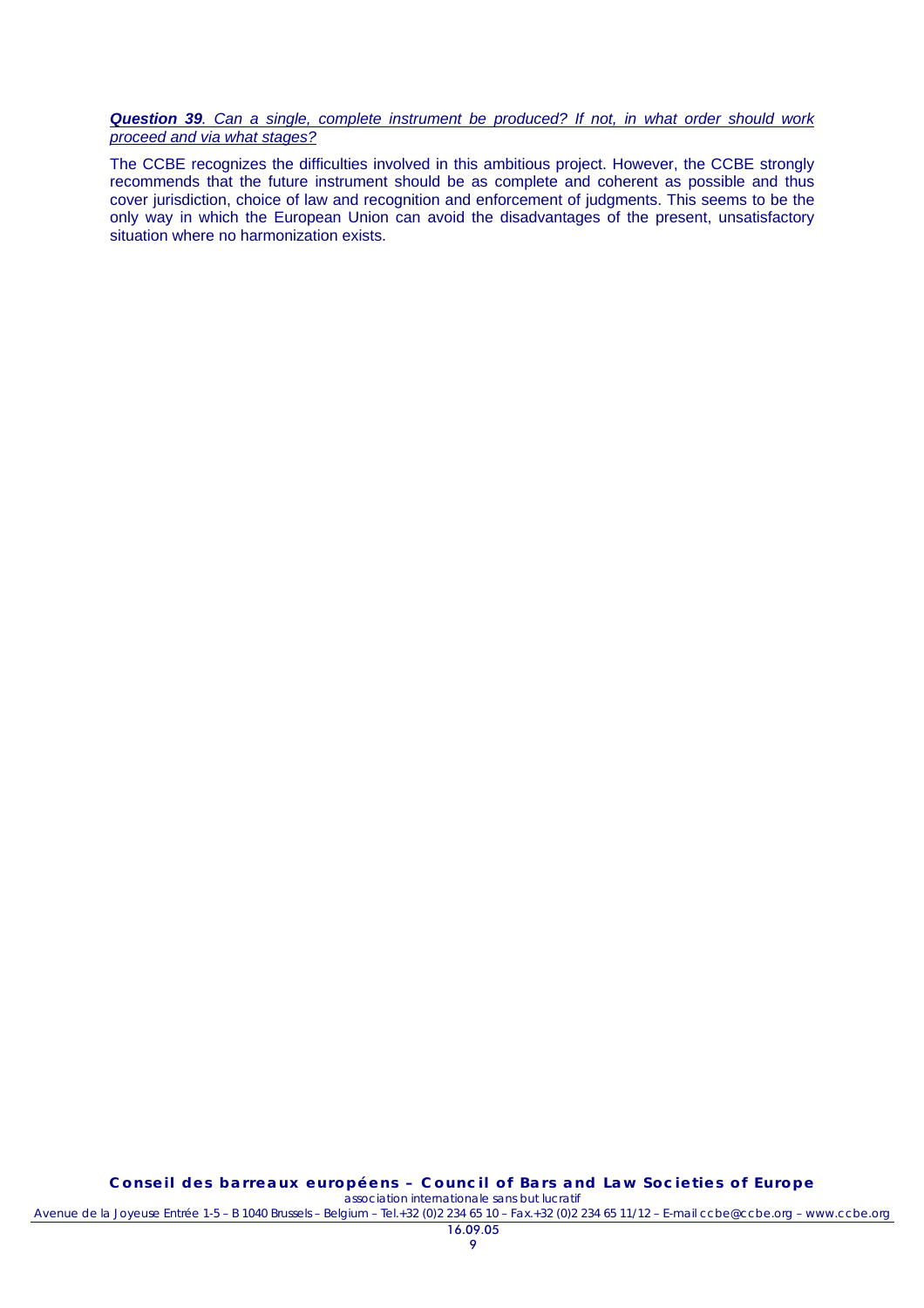***Question 39**. Can a single, complete instrument be produced? If not, in what order should work proceed and via what stages?*

The CCBE recognizes the difficulties involved in this ambitious project. However, the CCBE strongly recommends that the future instrument should be as complete and coherent as possible and thus cover jurisdiction, choice of law and recognition and enforcement of judgments. This seems to be the only way in which the European Union can avoid the disadvantages of the present, unsatisfactory situation where no harmonization exists.